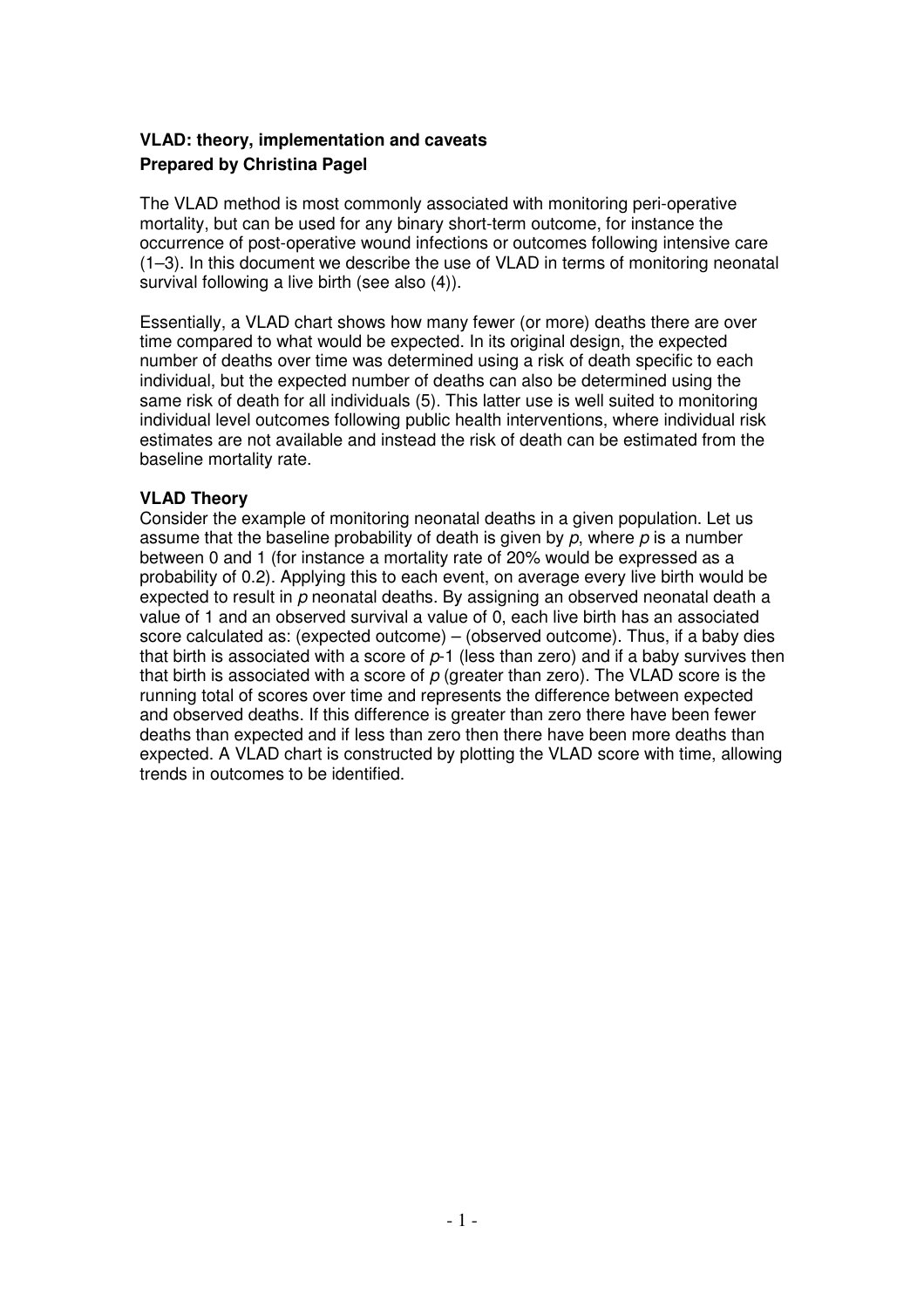**VLAD: theory, implementation and caveats**

**Prepared by Christina Pagel**

The VLAD method is most commonly associated with monitoring peri-operative mortality, but can be used for any binary short-term outcome, for instance the occurrence of post-operative wound infections or outcomes following intensive care (1–3). In this document we describe the use of VLAD in terms of monitoring neonatal survival following a live birth (see also (4)).

Essentially, a VLAD chart shows how many fewer (or more) deaths there are over time compared to what would be expected. In its original design, the expected number of deaths over time was determined using a risk of death specific to each individual, but the expected number of deaths can also be determined using the same risk of death for all individuals (5). This latter use is well suited to monitoring individual level outcomes following public health interventions, where individual risk estimates are not available and instead the risk of death can be estimated from the baseline mortality rate.

**VLAD Theory**

Consider the example of monitoring neonatal deaths in a given population. Let us assume that the baseline probability of death is given by $p$, where $p$ is a number between 0 and 1 (for instance a mortality rate of 20% would be expressed as a probability of 0.2). Applying this to each event, on average every live birth would be expected to result in $p$ neonatal deaths. By assigning an observed neonatal death a value of 1 and an observed survival a value of 0, each live birth has an associated score calculated as: (expected outcome) – (observed outcome). Thus, if a baby dies that birth is associated with a score of $p$-1 (less than zero) and if a baby survives then that birth is associated with a score of $p$ (greater than zero). The VLAD score is the running total of scores over time and represents the difference between expected and observed deaths. If this difference is greater than zero there have been fewer deaths than expected and if less than zero then there have been more deaths than expected. A VLAD chart is constructed by plotting the VLAD score with time, allowing trends in outcomes to be identified.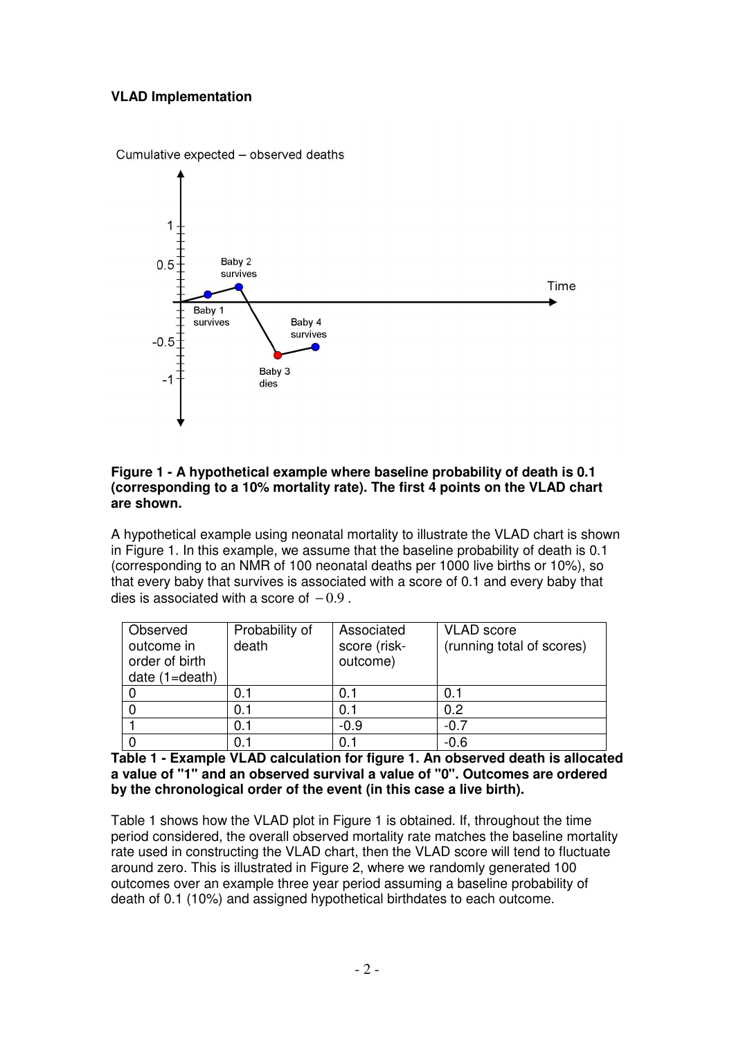**VLAD Implementation**

Cumulative expected – observed deaths

1

0.5

-0.5

-1

Time

Baby 1 survives

Baby 2 survives

Baby 3 dies

Baby 4 survives

**Figure 1 - A hypothetical example where baseline probability of death is 0.1 (corresponding to a 10% mortality rate). The first 4 points on the VLAD chart are shown.**

A hypothetical example using neonatal mortality to illustrate the VLAD chart is shown in Figure 1. In this example, we assume that the baseline probability of death is 0.1 (corresponding to an NMR of 100 neonatal deaths per 1000 live births or 10%), so that every baby that survives is associated with a score of 0.1 and every baby that dies is associated with a score of $-0.9$.

| Observed outcome in order of birth date (1=death) | Probability of death | Associated score (risk-outcome) | VLAD score (running total of scores) |
|---|---|---|---|
| 0 | 0.1 | 0.1 | 0.1 |
| 0 | 0.1 | 0.1 | 0.2 |
| 1 | 0.1 | -0.9 | -0.7 |
| 0 | 0.1 | 0.1 | -0.6 |

**Table 1 - Example VLAD calculation for figure 1. An observed death is allocated a value of "1" and an observed survival a value of "0". Outcomes are ordered by the chronological order of the event (in this case a live birth).**

Table 1 shows how the VLAD plot in Figure 1 is obtained. If, throughout the time period considered, the overall observed mortality rate matches the baseline mortality rate used in constructing the VLAD chart, then the VLAD score will tend to fluctuate around zero. This is illustrated in Figure 2, where we randomly generated 100 outcomes over an example three year period assuming a baseline probability of death of 0.1 (10%) and assigned hypothetical birthdates to each outcome.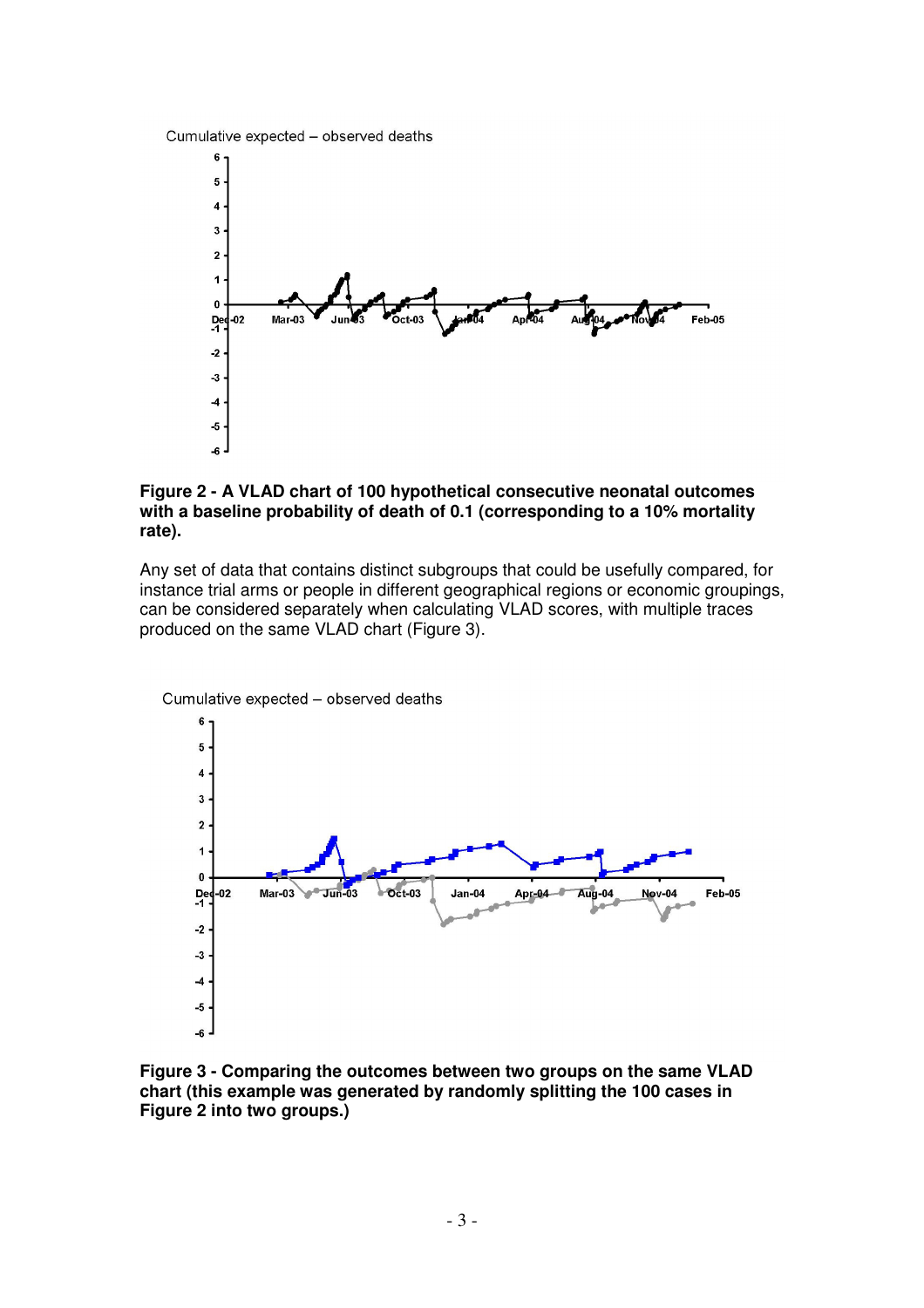Cumulative expected – observed deaths

6
5
4
3
2
1
0
-1
-2
-3
-4
-5
-6

Dec-02 Mar-03 Jun-03 Oct-03 Jan-04 Apr-04 Aug-04 Nov-04 Feb-05

**Figure 2 - A VLAD chart of 100 hypothetical consecutive neonatal outcomes with a baseline probability of death of 0.1 (corresponding to a 10% mortality rate).**

Any set of data that contains distinct subgroups that could be usefully compared, for instance trial arms or people in different geographical regions or economic groupings, can be considered separately when calculating VLAD scores, with multiple traces produced on the same VLAD chart (Figure 3).

Cumulative expected – observed deaths

6
5
4
3
2
1
0
-1
-2
-3
-4
-5
-6

Dec-02 Mar-03 Jun-03 Oct-03 Jan-04 Apr-04 Aug-04 Nov-04 Feb-05

**Figure 3 - Comparing the outcomes between two groups on the same VLAD chart (this example was generated by randomly splitting the 100 cases in Figure 2 into two groups.)**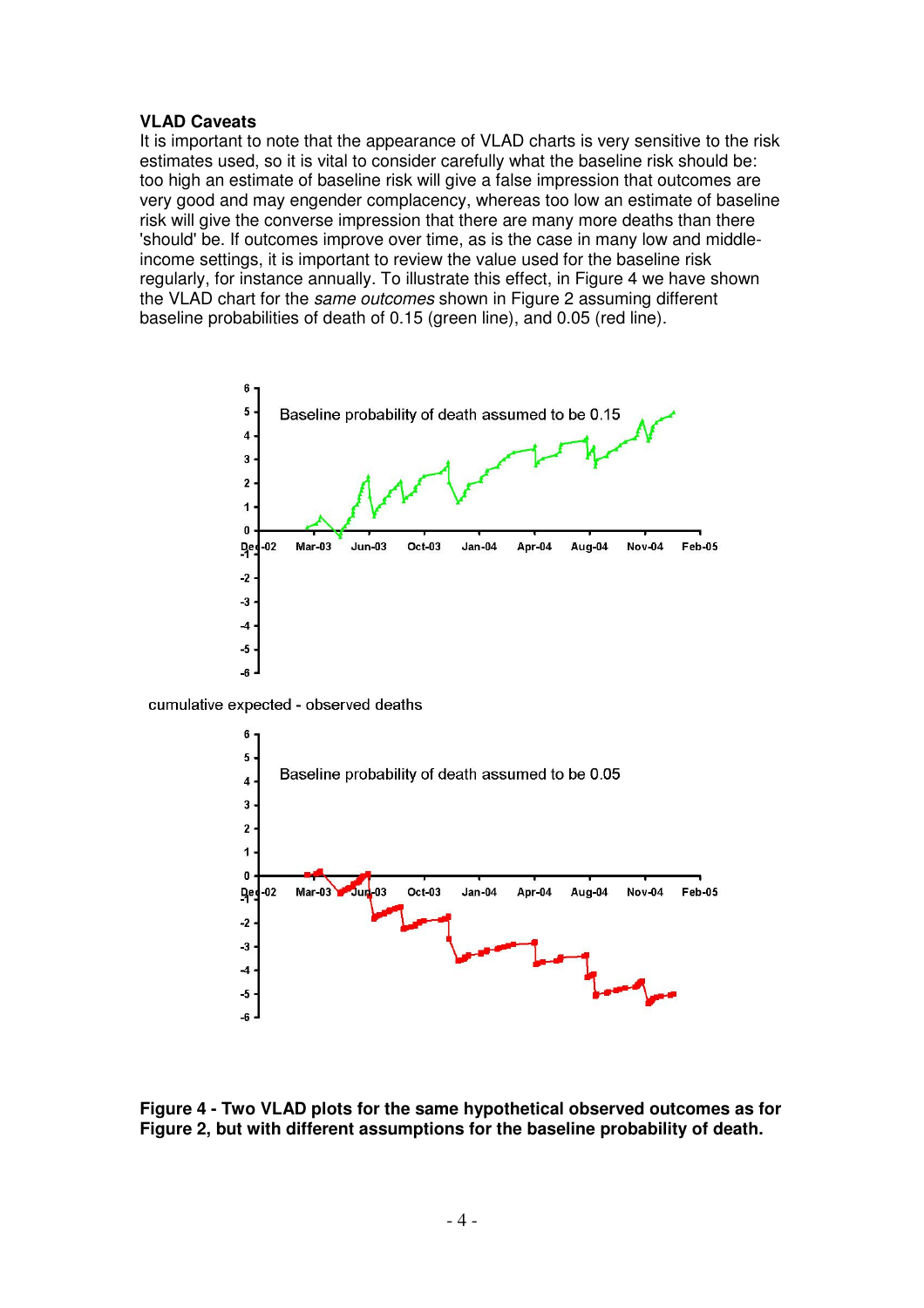**VLAD Caveats**

It is important to note that the appearance of VLAD charts is very sensitive to the risk estimates used, so it is vital to consider carefully what the baseline risk should be: too high an estimate of baseline risk will give a false impression that outcomes are very good and may engender complacency, whereas too low an estimate of baseline risk will give the converse impression that there are many more deaths than there 'should' be. If outcomes improve over time, as is the case in many low and middle-income settings, it is important to review the value used for the baseline risk regularly, for instance annually. To illustrate this effect, in Figure 4 we have shown the VLAD chart for the *same outcomes* shown in Figure 2 assuming different baseline probabilities of death of 0.15 (green line), and 0.05 (red line).

Baseline probability of death assumed to be 0.15

6
5
4
3
2
1
0
-1
-2
-3
-4
-5
-6

Dec-02 Mar-03 Jun-03 Oct-03 Jan-04 Apr-04 Aug-04 Nov-04 Feb-05

cumulative expected - observed deaths

Baseline probability of death assumed to be 0.05

6
5
4
3
2
1
0
-1
-2
-3
-4
-5
-6

Dec-02 Mar-03 Jun-03 Oct-03 Jan-04 Apr-04 Aug-04 Nov-04 Feb-05

**Figure 4 - Two VLAD plots for the same hypothetical observed outcomes as for Figure 2, but with different assumptions for the baseline probability of death.**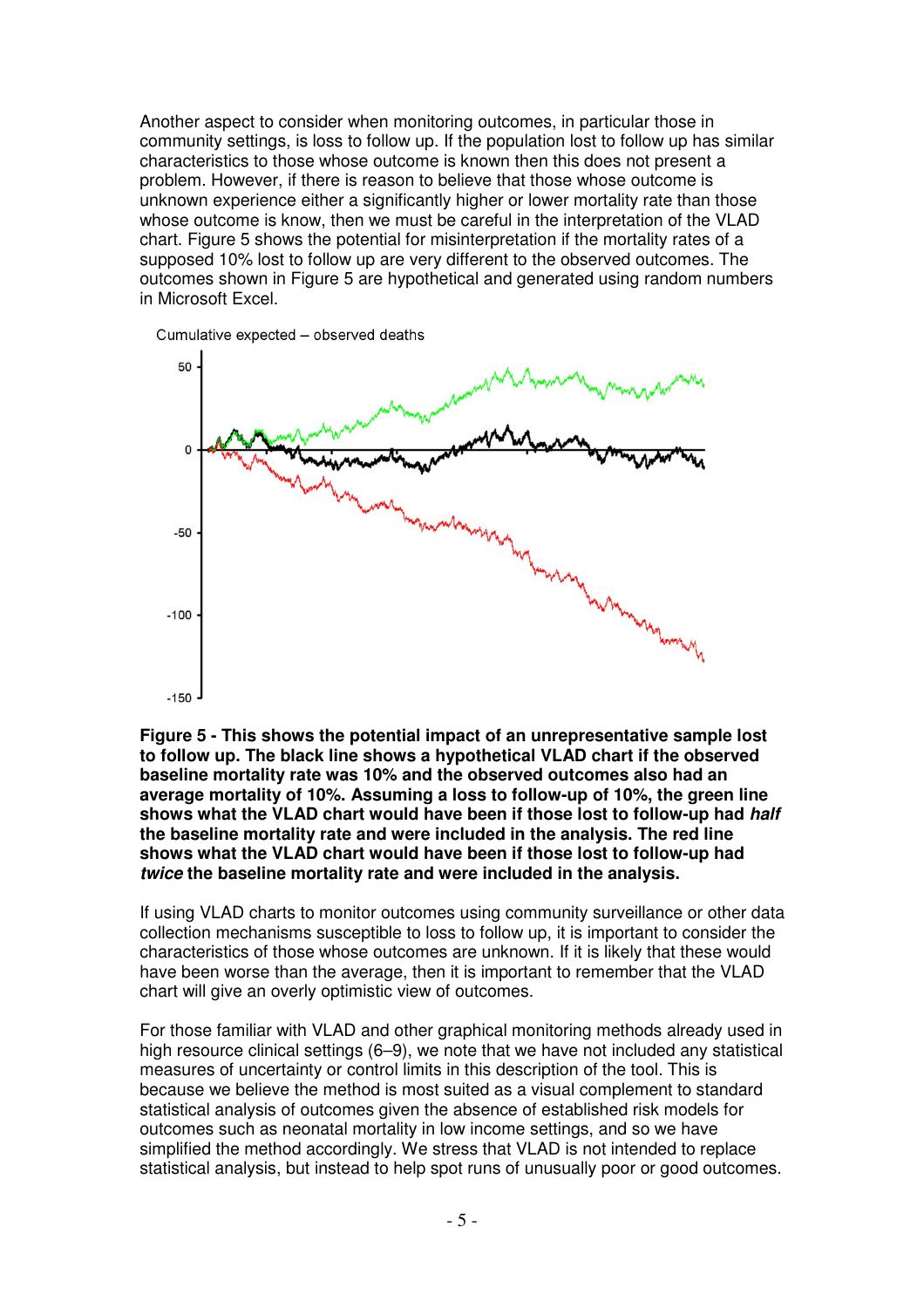Another aspect to consider when monitoring outcomes, in particular those in community settings, is loss to follow up. If the population lost to follow up has similar characteristics to those whose outcome is known then this does not present a problem. However, if there is reason to believe that those whose outcome is unknown experience either a significantly higher or lower mortality rate than those whose outcome is know, then we must be careful in the interpretation of the VLAD chart. Figure 5 shows the potential for misinterpretation if the mortality rates of a supposed 10% lost to follow up are very different to the observed outcomes. The outcomes shown in Figure 5 are hypothetical and generated using random numbers in Microsoft Excel.

Cumulative expected – observed deaths

50
0
-50
-100
-150

**Figure 5 - This shows the potential impact of an unrepresentative sample lost to follow up. The black line shows a hypothetical VLAD chart if the observed baseline mortality rate was 10% and the observed outcomes also had an average mortality of 10%. Assuming a loss to follow-up of 10%, the green line shows what the VLAD chart would have been if those lost to follow-up had *half* the baseline mortality rate and were included in the analysis. The red line shows what the VLAD chart would have been if those lost to follow-up had *twice* the baseline mortality rate and were included in the analysis.**

If using VLAD charts to monitor outcomes using community surveillance or other data collection mechanisms susceptible to loss to follow up, it is important to consider the characteristics of those whose outcomes are unknown. If it is likely that these would have been worse than the average, then it is important to remember that the VLAD chart will give an overly optimistic view of outcomes.

For those familiar with VLAD and other graphical monitoring methods already used in high resource clinical settings (6–9), we note that we have not included any statistical measures of uncertainty or control limits in this description of the tool. This is because we believe the method is most suited as a visual complement to standard statistical analysis of outcomes given the absence of established risk models for outcomes such as neonatal mortality in low income settings, and so we have simplified the method accordingly. We stress that VLAD is not intended to replace statistical analysis, but instead to help spot runs of unusually poor or good outcomes.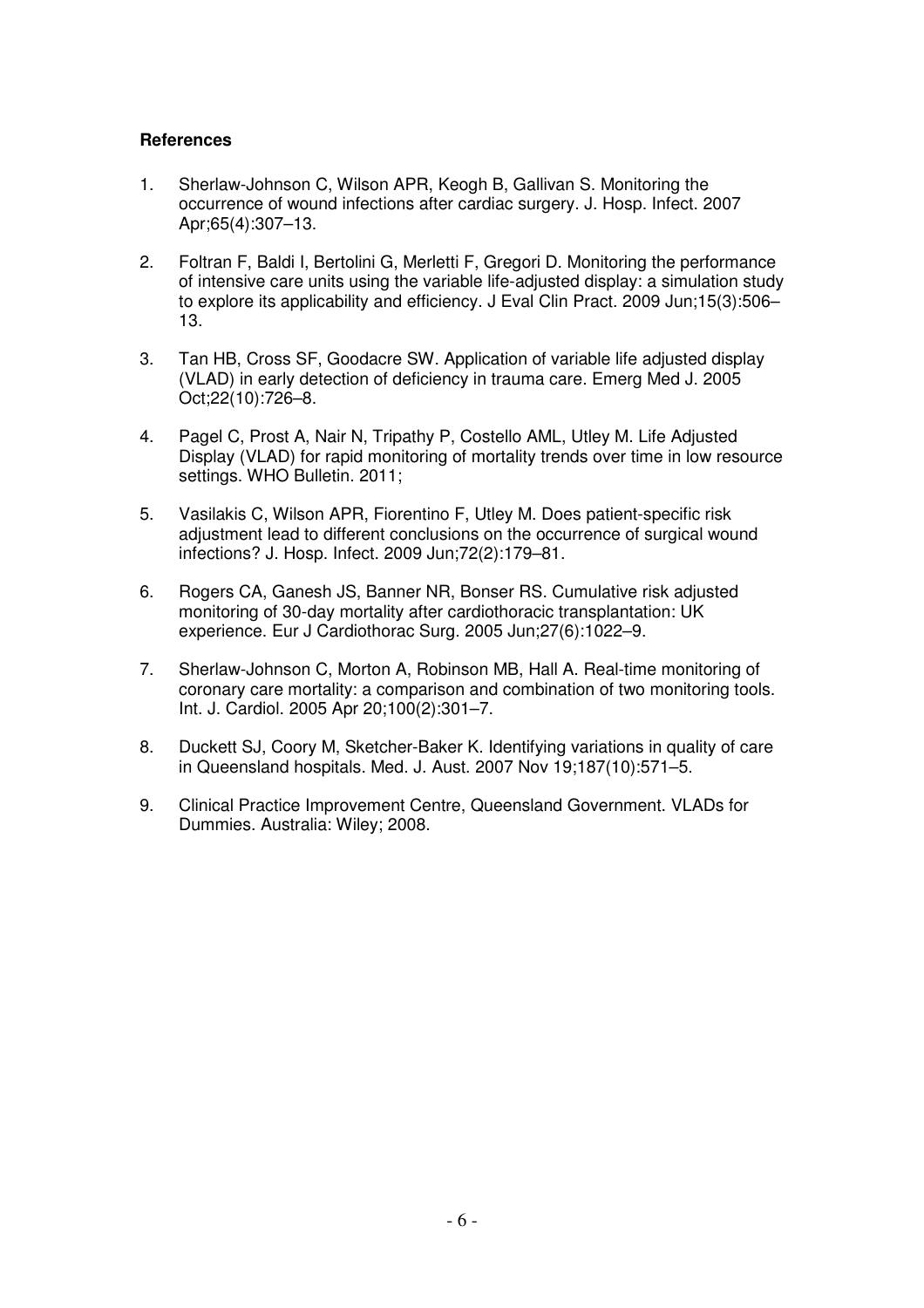**References**

1. Sherlaw-Johnson C, Wilson APR, Keogh B, Gallivan S. Monitoring the occurrence of wound infections after cardiac surgery. J. Hosp. Infect. 2007 Apr;65(4):307–13.

2. Foltran F, Baldi I, Bertolini G, Merletti F, Gregori D. Monitoring the performance of intensive care units using the variable life-adjusted display: a simulation study to explore its applicability and efficiency. J Eval Clin Pract. 2009 Jun;15(3):506–13.

3. Tan HB, Cross SF, Goodacre SW. Application of variable life adjusted display (VLAD) in early detection of deficiency in trauma care. Emerg Med J. 2005 Oct;22(10):726–8.

4. Pagel C, Prost A, Nair N, Tripathy P, Costello AML, Utley M. Life Adjusted Display (VLAD) for rapid monitoring of mortality trends over time in low resource settings. WHO Bulletin. 2011;

5. Vasilakis C, Wilson APR, Fiorentino F, Utley M. Does patient-specific risk adjustment lead to different conclusions on the occurrence of surgical wound infections? J. Hosp. Infect. 2009 Jun;72(2):179–81.

6. Rogers CA, Ganesh JS, Banner NR, Bonser RS. Cumulative risk adjusted monitoring of 30-day mortality after cardiothoracic transplantation: UK experience. Eur J Cardiothorac Surg. 2005 Jun;27(6):1022–9.

7. Sherlaw-Johnson C, Morton A, Robinson MB, Hall A. Real-time monitoring of coronary care mortality: a comparison and combination of two monitoring tools. Int. J. Cardiol. 2005 Apr 20;100(2):301–7.

8. Duckett SJ, Coory M, Sketcher-Baker K. Identifying variations in quality of care in Queensland hospitals. Med. J. Aust. 2007 Nov 19;187(10):571–5.

9. Clinical Practice Improvement Centre, Queensland Government. VLADs for Dummies. Australia: Wiley; 2008.